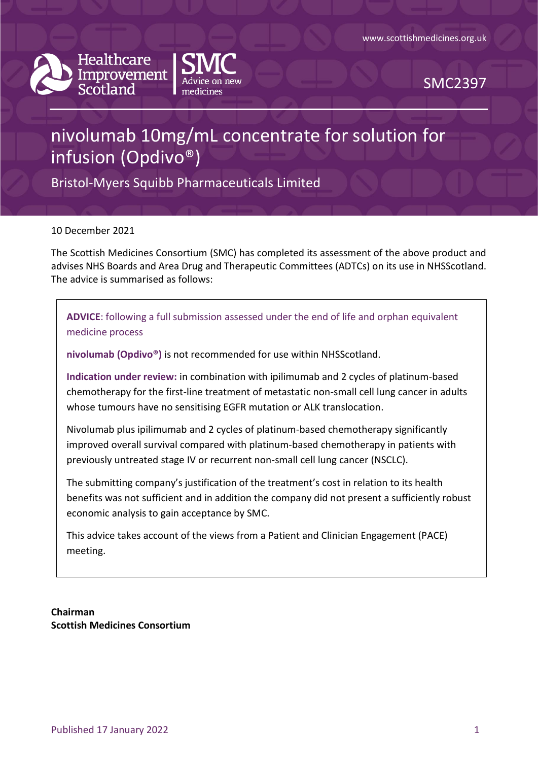SMC2397

# nivolumab 10mg/mL concentrate for solution for infusion (Opdivo®)

Bristol-Myers Squibb Pharmaceuticals Limited

10 December 2021

The Scottish Medicines Consortium (SMC) has completed its assessment of the above product and advises NHS Boards and Area Drug and Therapeutic Committees (ADTCs) on its use in NHSScotland. The advice is summarised as follows:

**ADVICE**: following a full submission assessed under the end of life and orphan equivalent medicine process

**nivolumab (Opdivo®)** is not recommended for use within NHSScotland.

**Indication under review:** in combination with ipilimumab and 2 cycles of platinum-based chemotherapy for the first-line treatment of metastatic non-small cell lung cancer in adults whose tumours have no sensitising EGFR mutation or ALK translocation.

Nivolumab plus ipilimumab and 2 cycles of platinum-based chemotherapy significantly improved overall survival compared with platinum-based chemotherapy in patients with previously untreated stage IV or recurrent non-small cell lung cancer (NSCLC).

The submitting company's justification of the treatment's cost in relation to its health benefits was not sufficient and in addition the company did not present a sufficiently robust economic analysis to gain acceptance by SMC.

This advice takes account of the views from a Patient and Clinician Engagement (PACE) meeting.

**Chairman**
**Scottish Medicines Consortium**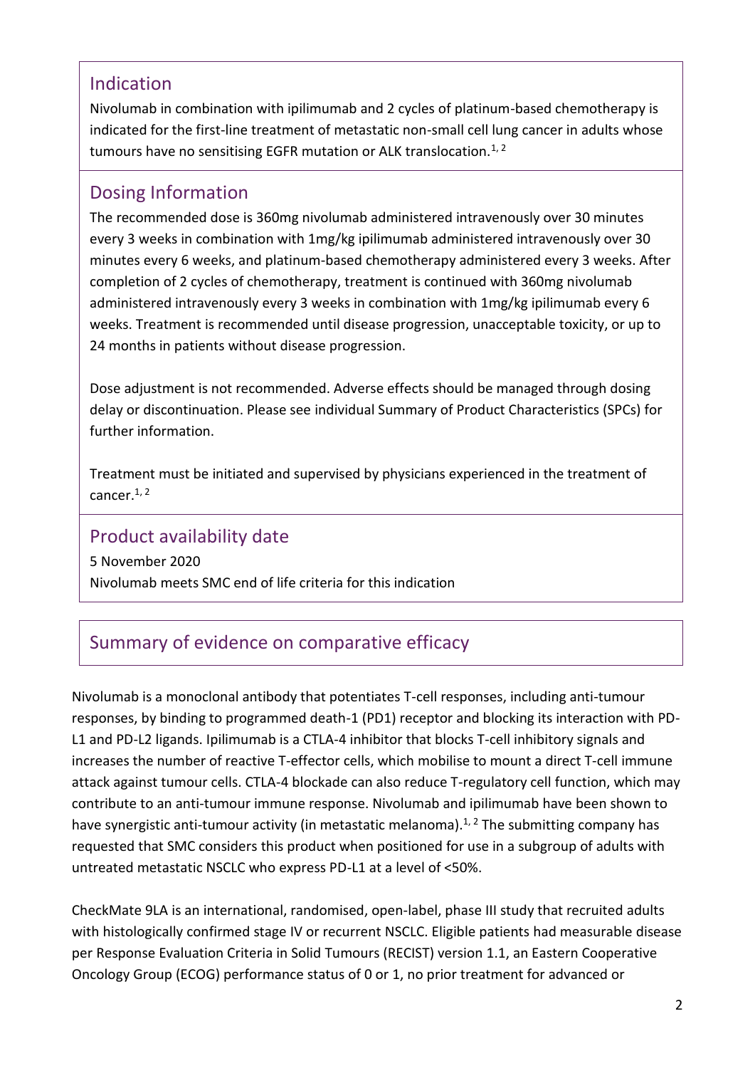## Indication

Nivolumab in combination with ipilimumab and 2 cycles of platinum-based chemotherapy is indicated for the first-line treatment of metastatic non-small cell lung cancer in adults whose tumours have no sensitising EGFR mutation or ALK translocation.[1, 2]

## Dosing Information

The recommended dose is 360mg nivolumab administered intravenously over 30 minutes every 3 weeks in combination with 1mg/kg ipilimumab administered intravenously over 30 minutes every 6 weeks, and platinum-based chemotherapy administered every 3 weeks. After completion of 2 cycles of chemotherapy, treatment is continued with 360mg nivolumab administered intravenously every 3 weeks in combination with 1mg/kg ipilimumab every 6 weeks. Treatment is recommended until disease progression, unacceptable toxicity, or up to 24 months in patients without disease progression.

Dose adjustment is not recommended. Adverse effects should be managed through dosing delay or discontinuation. Please see individual Summary of Product Characteristics (SPCs) for further information.

Treatment must be initiated and supervised by physicians experienced in the treatment of cancer.[1, 2]

## Product availability date

5 November 2020

Nivolumab meets SMC end of life criteria for this indication

## Summary of evidence on comparative efficacy

Nivolumab is a monoclonal antibody that potentiates T-cell responses, including anti-tumour responses, by binding to programmed death-1 (PD1) receptor and blocking its interaction with PD-L1 and PD-L2 ligands. Ipilimumab is a CTLA-4 inhibitor that blocks T-cell inhibitory signals and increases the number of reactive T-effector cells, which mobilise to mount a direct T-cell immune attack against tumour cells. CTLA-4 blockade can also reduce T-regulatory cell function, which may contribute to an anti-tumour immune response. Nivolumab and ipilimumab have been shown to have synergistic anti-tumour activity (in metastatic melanoma).[1, 2] The submitting company has requested that SMC considers this product when positioned for use in a subgroup of adults with untreated metastatic NSCLC who express PD-L1 at a level of <50%.

CheckMate 9LA is an international, randomised, open-label, phase III study that recruited adults with histologically confirmed stage IV or recurrent NSCLC. Eligible patients had measurable disease per Response Evaluation Criteria in Solid Tumours (RECIST) version 1.1, an Eastern Cooperative Oncology Group (ECOG) performance status of 0 or 1, no prior treatment for advanced or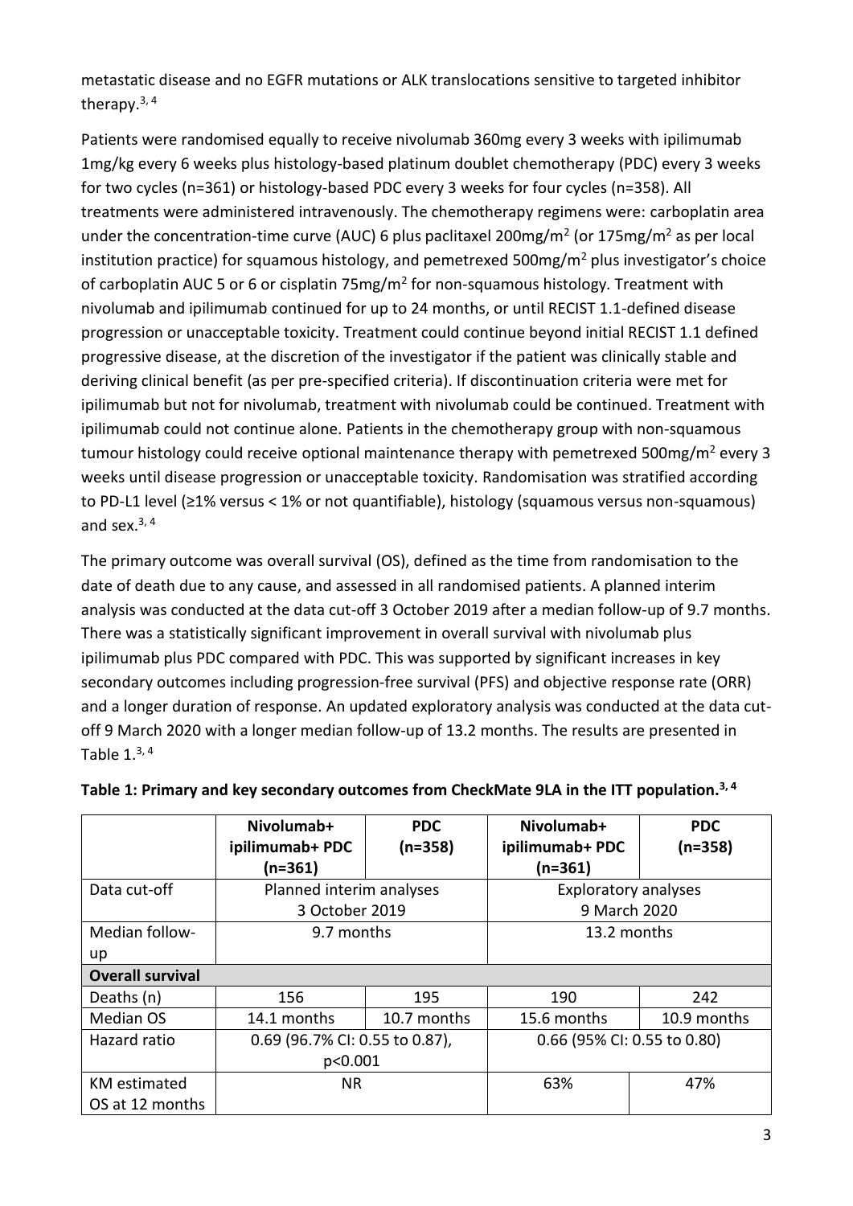metastatic disease and no EGFR mutations or ALK translocations sensitive to targeted inhibitor therapy.[3, 4]

Patients were randomised equally to receive nivolumab 360mg every 3 weeks with ipilimumab 1mg/kg every 6 weeks plus histology-based platinum doublet chemotherapy (PDC) every 3 weeks for two cycles (n=361) or histology-based PDC every 3 weeks for four cycles (n=358). All treatments were administered intravenously. The chemotherapy regimens were: carboplatin area under the concentration-time curve (AUC) 6 plus paclitaxel 200mg/m$^2$ (or 175mg/m$^2$ as per local institution practice) for squamous histology, and pemetrexed 500mg/m$^2$ plus investigator's choice of carboplatin AUC 5 or 6 or cisplatin 75mg/m$^2$ for non-squamous histology. Treatment with nivolumab and ipilimumab continued for up to 24 months, or until RECIST 1.1-defined disease progression or unacceptable toxicity. Treatment could continue beyond initial RECIST 1.1 defined progressive disease, at the discretion of the investigator if the patient was clinically stable and deriving clinical benefit (as per pre-specified criteria). If discontinuation criteria were met for ipilimumab but not for nivolumab, treatment with nivolumab could be continued. Treatment with ipilimumab could not continue alone. Patients in the chemotherapy group with non-squamous tumour histology could receive optional maintenance therapy with pemetrexed 500mg/m$^2$ every 3 weeks until disease progression or unacceptable toxicity. Randomisation was stratified according to PD-L1 level (≥1% versus < 1% or not quantifiable), histology (squamous versus non-squamous) and sex.[3, 4]

The primary outcome was overall survival (OS), defined as the time from randomisation to the date of death due to any cause, and assessed in all randomised patients. A planned interim analysis was conducted at the data cut-off 3 October 2019 after a median follow-up of 9.7 months. There was a statistically significant improvement in overall survival with nivolumab plus ipilimumab plus PDC compared with PDC. This was supported by significant increases in key secondary outcomes including progression-free survival (PFS) and objective response rate (ORR) and a longer duration of response. An updated exploratory analysis was conducted at the data cut-off 9 March 2020 with a longer median follow-up of 13.2 months. The results are presented in Table 1.[3, 4]

**Table 1: Primary and key secondary outcomes from CheckMate 9LA in the ITT population.[3, 4]**

| | Nivolumab+ ipilimumab+ PDC (n=361) | PDC (n=358) | Nivolumab+ ipilimumab+ PDC (n=361) | PDC (n=358) |
|---|---|---|---|---|
| Data cut-off | Planned interim analyses 3 October 2019 | | Exploratory analyses 9 March 2020 | |
| Median follow-up | 9.7 months | | 13.2 months | |
| **Overall survival** | | | | |
| Deaths (n) | 156 | 195 | 190 | 242 |
| Median OS | 14.1 months | 10.7 months | 15.6 months | 10.9 months |
| Hazard ratio | 0.69 (96.7% CI: 0.55 to 0.87), p<0.001 | | 0.66 (95% CI: 0.55 to 0.80) | |
| KM estimated OS at 12 months | NR | | 63% | 47% |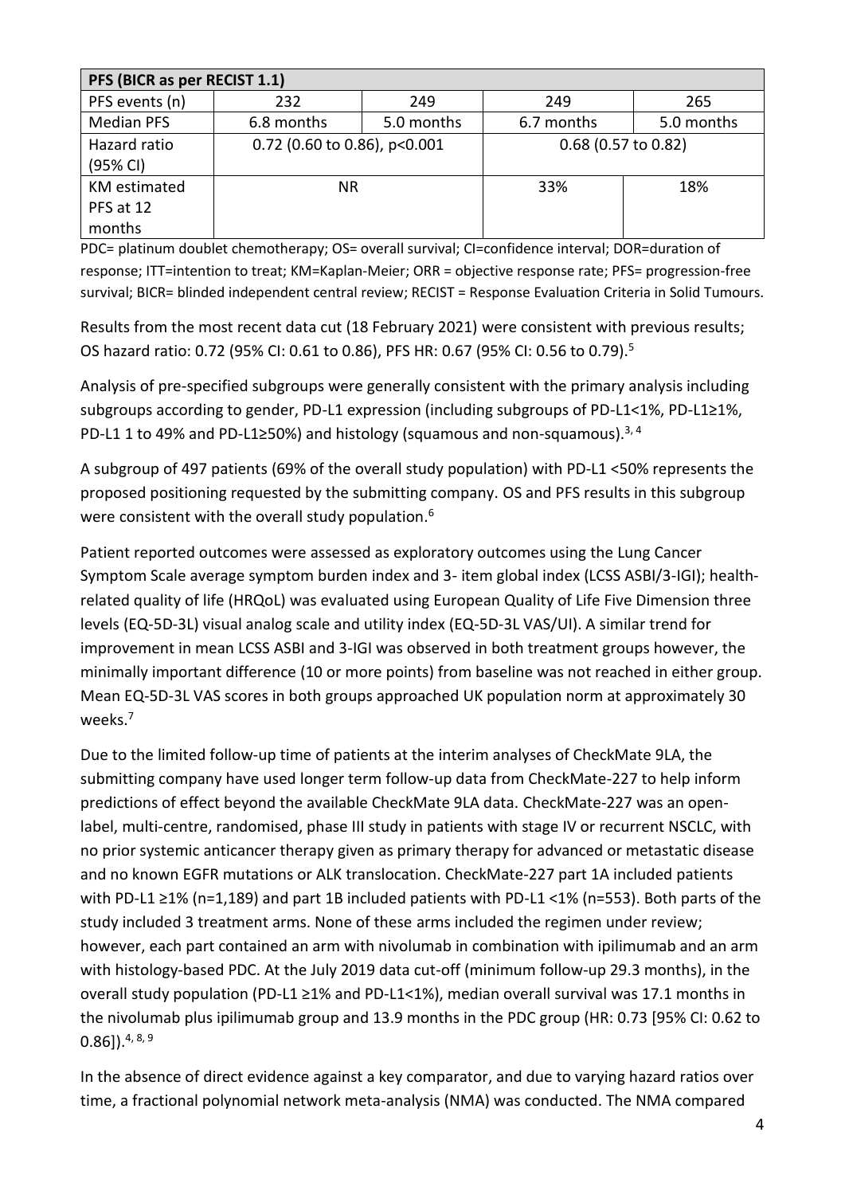| PFS (BICR as per RECIST 1.1) | | | | |
|---|---|---|---|---|
| PFS events (n) | 232 | 249 | 249 | 265 |
| Median PFS | 6.8 months | 5.0 months | 6.7 months | 5.0 months |
| Hazard ratio (95% CI) | 0.72 (0.60 to 0.86), p<0.001 | | 0.68 (0.57 to 0.82) | |
| KM estimated PFS at 12 months | NR | | 33% | 18% |

PDC= platinum doublet chemotherapy; OS= overall survival; CI=confidence interval; DOR=duration of response; ITT=intention to treat; KM=Kaplan-Meier; ORR = objective response rate; PFS= progression-free survival; BICR= blinded independent central review; RECIST = Response Evaluation Criteria in Solid Tumours.

Results from the most recent data cut (18 February 2021) were consistent with previous results; OS hazard ratio: 0.72 (95% CI: 0.61 to 0.86), PFS HR: 0.67 (95% CI: 0.56 to 0.79).[5]

Analysis of pre-specified subgroups were generally consistent with the primary analysis including subgroups according to gender, PD-L1 expression (including subgroups of PD-L1<1%, PD-L1≥1%, PD-L1 1 to 49% and PD-L1≥50%) and histology (squamous and non-squamous).[3, 4]

A subgroup of 497 patients (69% of the overall study population) with PD-L1 <50% represents the proposed positioning requested by the submitting company. OS and PFS results in this subgroup were consistent with the overall study population.[6]

Patient reported outcomes were assessed as exploratory outcomes using the Lung Cancer Symptom Scale average symptom burden index and 3- item global index (LCSS ASBI/3-IGI); health-related quality of life (HRQoL) was evaluated using European Quality of Life Five Dimension three levels (EQ-5D-3L) visual analog scale and utility index (EQ-5D-3L VAS/UI). A similar trend for improvement in mean LCSS ASBI and 3-IGI was observed in both treatment groups however, the minimally important difference (10 or more points) from baseline was not reached in either group. Mean EQ-5D-3L VAS scores in both groups approached UK population norm at approximately 30 weeks.[7]

Due to the limited follow-up time of patients at the interim analyses of CheckMate 9LA, the submitting company have used longer term follow-up data from CheckMate-227 to help inform predictions of effect beyond the available CheckMate 9LA data. CheckMate-227 was an open-label, multi-centre, randomised, phase III study in patients with stage IV or recurrent NSCLC, with no prior systemic anticancer therapy given as primary therapy for advanced or metastatic disease and no known EGFR mutations or ALK translocation. CheckMate-227 part 1A included patients with PD-L1 ≥1% (n=1,189) and part 1B included patients with PD-L1 <1% (n=553). Both parts of the study included 3 treatment arms. None of these arms included the regimen under review; however, each part contained an arm with nivolumab in combination with ipilimumab and an arm with histology-based PDC. At the July 2019 data cut-off (minimum follow-up 29.3 months), in the overall study population (PD-L1 ≥1% and PD-L1<1%), median overall survival was 17.1 months in the nivolumab plus ipilimumab group and 13.9 months in the PDC group (HR: 0.73 [95% CI: 0.62 to 0.86]).[4, 8, 9]

In the absence of direct evidence against a key comparator, and due to varying hazard ratios over time, a fractional polynomial network meta-analysis (NMA) was conducted. The NMA compared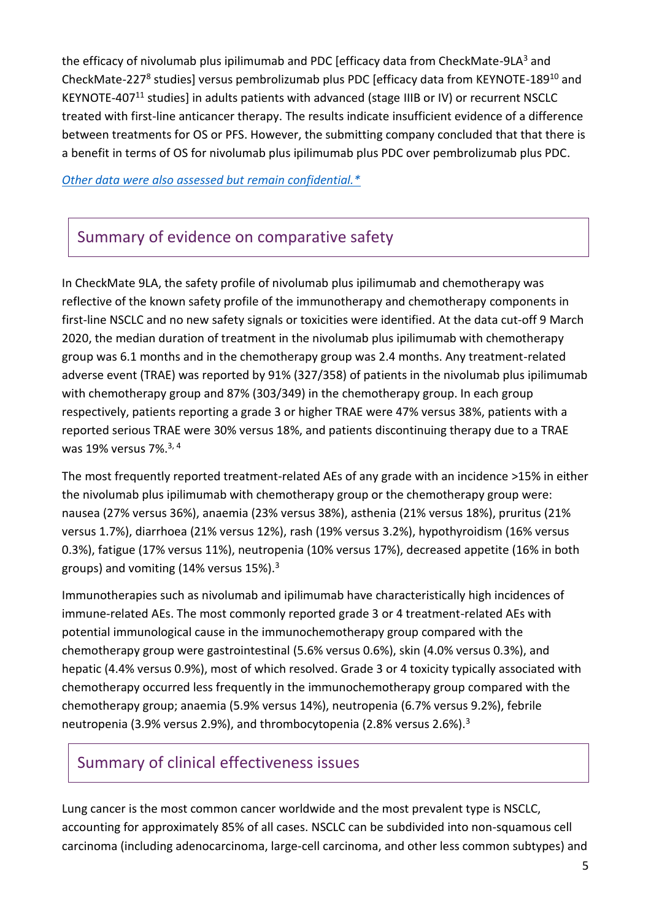the efficacy of nivolumab plus ipilimumab and PDC [efficacy data from CheckMate-9LA[3] and CheckMate-227[8] studies] versus pembrolizumab plus PDC [efficacy data from KEYNOTE-189[10] and KEYNOTE-407[11] studies] in adults patients with advanced (stage IIIB or IV) or recurrent NSCLC treated with first-line anticancer therapy. The results indicate insufficient evidence of a difference between treatments for OS or PFS. However, the submitting company concluded that that there is a benefit in terms of OS for nivolumab plus ipilimumab plus PDC over pembrolizumab plus PDC.

*Other data were also assessed but remain confidential.**

## Summary of evidence on comparative safety

In CheckMate 9LA, the safety profile of nivolumab plus ipilimumab and chemotherapy was reflective of the known safety profile of the immunotherapy and chemotherapy components in first-line NSCLC and no new safety signals or toxicities were identified. At the data cut-off 9 March 2020, the median duration of treatment in the nivolumab plus ipilimumab with chemotherapy group was 6.1 months and in the chemotherapy group was 2.4 months. Any treatment-related adverse event (TRAE) was reported by 91% (327/358) of patients in the nivolumab plus ipilimumab with chemotherapy group and 87% (303/349) in the chemotherapy group. In each group respectively, patients reporting a grade 3 or higher TRAE were 47% versus 38%, patients with a reported serious TRAE were 30% versus 18%, and patients discontinuing therapy due to a TRAE was 19% versus 7%.[3, 4]

The most frequently reported treatment-related AEs of any grade with an incidence >15% in either the nivolumab plus ipilimumab with chemotherapy group or the chemotherapy group were: nausea (27% versus 36%), anaemia (23% versus 38%), asthenia (21% versus 18%), pruritus (21% versus 1.7%), diarrhoea (21% versus 12%), rash (19% versus 3.2%), hypothyroidism (16% versus 0.3%), fatigue (17% versus 11%), neutropenia (10% versus 17%), decreased appetite (16% in both groups) and vomiting (14% versus 15%).[3]

Immunotherapies such as nivolumab and ipilimumab have characteristically high incidences of immune-related AEs. The most commonly reported grade 3 or 4 treatment-related AEs with potential immunological cause in the immunochemotherapy group compared with the chemotherapy group were gastrointestinal (5.6% versus 0.6%), skin (4.0% versus 0.3%), and hepatic (4.4% versus 0.9%), most of which resolved. Grade 3 or 4 toxicity typically associated with chemotherapy occurred less frequently in the immunochemotherapy group compared with the chemotherapy group; anaemia (5.9% versus 14%), neutropenia (6.7% versus 9.2%), febrile neutropenia (3.9% versus 2.9%), and thrombocytopenia (2.8% versus 2.6%).[3]

## Summary of clinical effectiveness issues

Lung cancer is the most common cancer worldwide and the most prevalent type is NSCLC, accounting for approximately 85% of all cases. NSCLC can be subdivided into non-squamous cell carcinoma (including adenocarcinoma, large-cell carcinoma, and other less common subtypes) and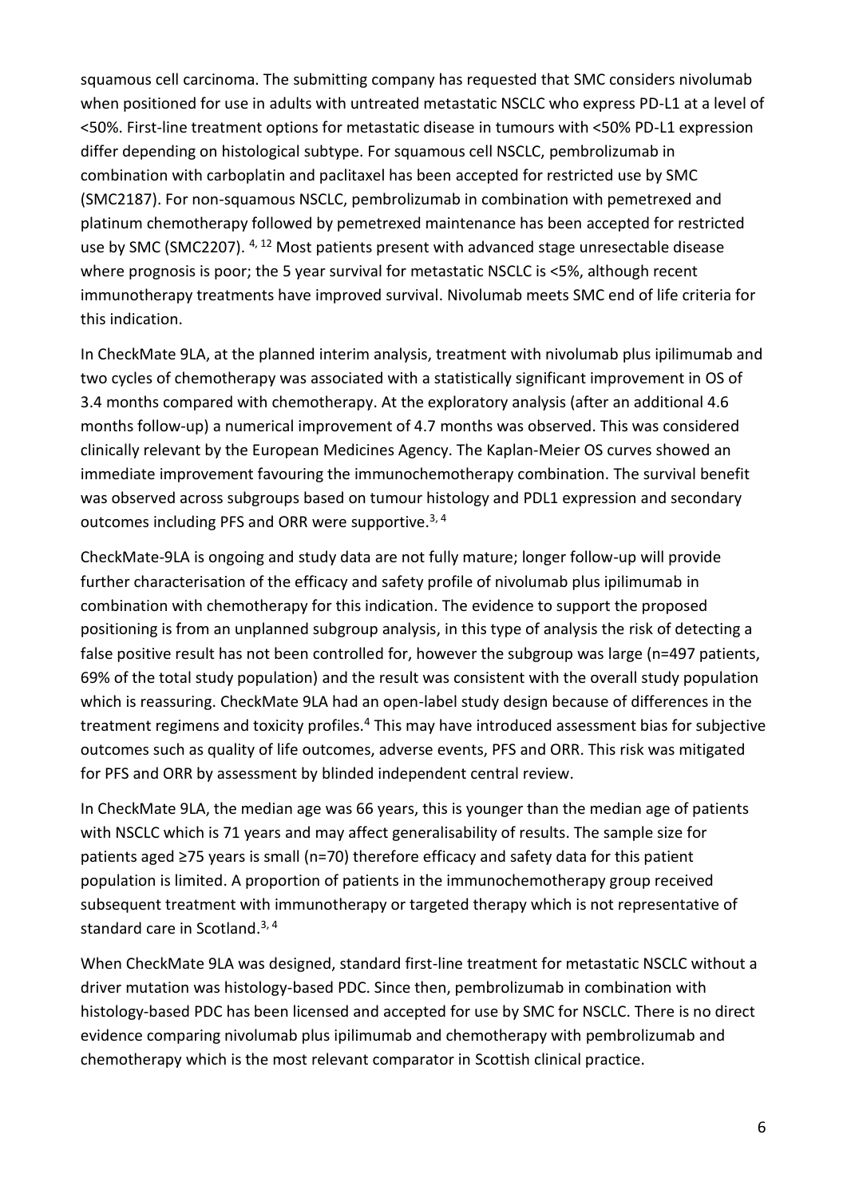squamous cell carcinoma. The submitting company has requested that SMC considers nivolumab when positioned for use in adults with untreated metastatic NSCLC who express PD-L1 at a level of <50%. First-line treatment options for metastatic disease in tumours with <50% PD-L1 expression differ depending on histological subtype. For squamous cell NSCLC, pembrolizumab in combination with carboplatin and paclitaxel has been accepted for restricted use by SMC (SMC2187). For non-squamous NSCLC, pembrolizumab in combination with pemetrexed and platinum chemotherapy followed by pemetrexed maintenance has been accepted for restricted use by SMC (SMC2207). [4, 12] Most patients present with advanced stage unresectable disease where prognosis is poor; the 5 year survival for metastatic NSCLC is <5%, although recent immunotherapy treatments have improved survival. Nivolumab meets SMC end of life criteria for this indication.

In CheckMate 9LA, at the planned interim analysis, treatment with nivolumab plus ipilimumab and two cycles of chemotherapy was associated with a statistically significant improvement in OS of 3.4 months compared with chemotherapy. At the exploratory analysis (after an additional 4.6 months follow-up) a numerical improvement of 4.7 months was observed. This was considered clinically relevant by the European Medicines Agency. The Kaplan-Meier OS curves showed an immediate improvement favouring the immunochemotherapy combination. The survival benefit was observed across subgroups based on tumour histology and PDL1 expression and secondary outcomes including PFS and ORR were supportive.[3, 4]

CheckMate-9LA is ongoing and study data are not fully mature; longer follow-up will provide further characterisation of the efficacy and safety profile of nivolumab plus ipilimumab in combination with chemotherapy for this indication. The evidence to support the proposed positioning is from an unplanned subgroup analysis, in this type of analysis the risk of detecting a false positive result has not been controlled for, however the subgroup was large (n=497 patients, 69% of the total study population) and the result was consistent with the overall study population which is reassuring. CheckMate 9LA had an open-label study design because of differences in the treatment regimens and toxicity profiles.[4] This may have introduced assessment bias for subjective outcomes such as quality of life outcomes, adverse events, PFS and ORR. This risk was mitigated for PFS and ORR by assessment by blinded independent central review.

In CheckMate 9LA, the median age was 66 years, this is younger than the median age of patients with NSCLC which is 71 years and may affect generalisability of results. The sample size for patients aged ≥75 years is small (n=70) therefore efficacy and safety data for this patient population is limited. A proportion of patients in the immunochemotherapy group received subsequent treatment with immunotherapy or targeted therapy which is not representative of standard care in Scotland.[3, 4]

When CheckMate 9LA was designed, standard first-line treatment for metastatic NSCLC without a driver mutation was histology-based PDC. Since then, pembrolizumab in combination with histology-based PDC has been licensed and accepted for use by SMC for NSCLC. There is no direct evidence comparing nivolumab plus ipilimumab and chemotherapy with pembrolizumab and chemotherapy which is the most relevant comparator in Scottish clinical practice.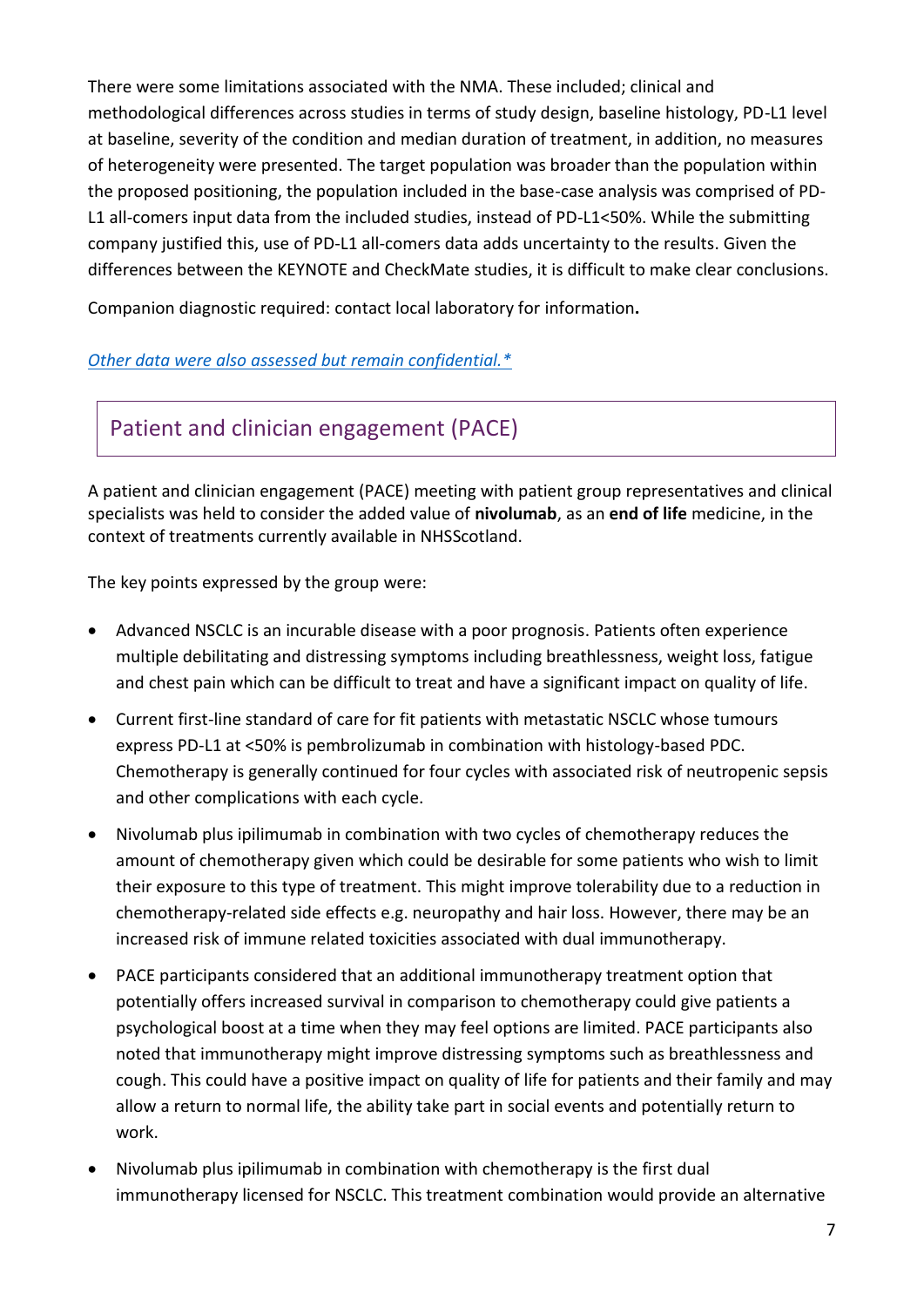There were some limitations associated with the NMA. These included; clinical and methodological differences across studies in terms of study design, baseline histology, PD-L1 level at baseline, severity of the condition and median duration of treatment, in addition, no measures of heterogeneity were presented. The target population was broader than the population within the proposed positioning, the population included in the base-case analysis was comprised of PD-L1 all-comers input data from the included studies, instead of PD-L1<50%. While the submitting company justified this, use of PD-L1 all-comers data adds uncertainty to the results. Given the differences between the KEYNOTE and CheckMate studies, it is difficult to make clear conclusions.

Companion diagnostic required: contact local laboratory for information**.**

*Other data were also assessed but remain confidential.**

## Patient and clinician engagement (PACE)

A patient and clinician engagement (PACE) meeting with patient group representatives and clinical specialists was held to consider the added value of **nivolumab**, as an **end of life** medicine, in the context of treatments currently available in NHSScotland.

The key points expressed by the group were:

- Advanced NSCLC is an incurable disease with a poor prognosis. Patients often experience multiple debilitating and distressing symptoms including breathlessness, weight loss, fatigue and chest pain which can be difficult to treat and have a significant impact on quality of life.
- Current first-line standard of care for fit patients with metastatic NSCLC whose tumours express PD-L1 at <50% is pembrolizumab in combination with histology-based PDC. Chemotherapy is generally continued for four cycles with associated risk of neutropenic sepsis and other complications with each cycle.
- Nivolumab plus ipilimumab in combination with two cycles of chemotherapy reduces the amount of chemotherapy given which could be desirable for some patients who wish to limit their exposure to this type of treatment. This might improve tolerability due to a reduction in chemotherapy-related side effects e.g. neuropathy and hair loss. However, there may be an increased risk of immune related toxicities associated with dual immunotherapy.
- PACE participants considered that an additional immunotherapy treatment option that potentially offers increased survival in comparison to chemotherapy could give patients a psychological boost at a time when they may feel options are limited. PACE participants also noted that immunotherapy might improve distressing symptoms such as breathlessness and cough. This could have a positive impact on quality of life for patients and their family and may allow a return to normal life, the ability take part in social events and potentially return to work.
- Nivolumab plus ipilimumab in combination with chemotherapy is the first dual immunotherapy licensed for NSCLC. This treatment combination would provide an alternative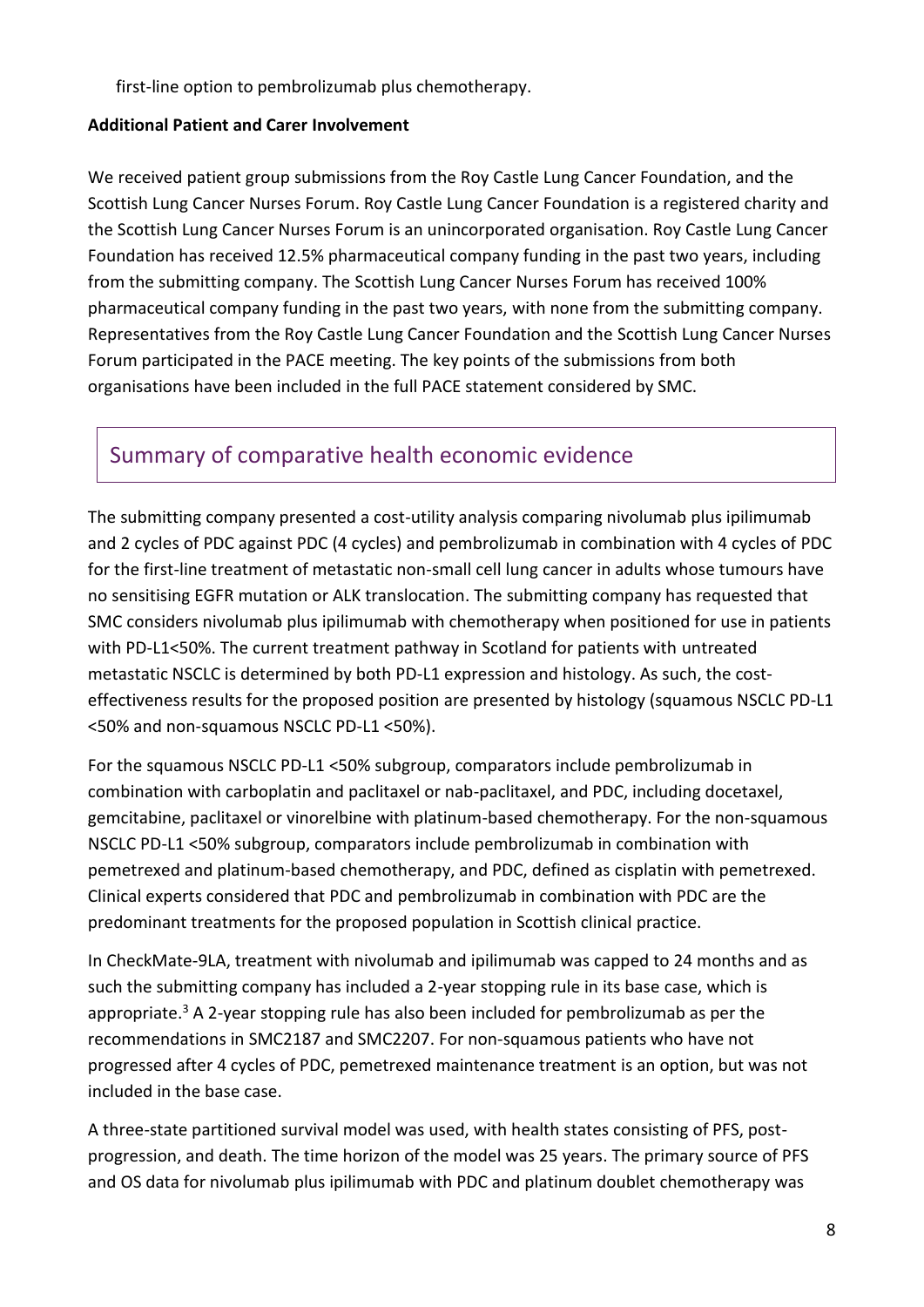first-line option to pembrolizumab plus chemotherapy.

**Additional Patient and Carer Involvement**

We received patient group submissions from the Roy Castle Lung Cancer Foundation, and the Scottish Lung Cancer Nurses Forum. Roy Castle Lung Cancer Foundation is a registered charity and the Scottish Lung Cancer Nurses Forum is an unincorporated organisation. Roy Castle Lung Cancer Foundation has received 12.5% pharmaceutical company funding in the past two years, including from the submitting company. The Scottish Lung Cancer Nurses Forum has received 100% pharmaceutical company funding in the past two years, with none from the submitting company. Representatives from the Roy Castle Lung Cancer Foundation and the Scottish Lung Cancer Nurses Forum participated in the PACE meeting. The key points of the submissions from both organisations have been included in the full PACE statement considered by SMC.

## Summary of comparative health economic evidence

The submitting company presented a cost-utility analysis comparing nivolumab plus ipilimumab and 2 cycles of PDC against PDC (4 cycles) and pembrolizumab in combination with 4 cycles of PDC for the first-line treatment of metastatic non-small cell lung cancer in adults whose tumours have no sensitising EGFR mutation or ALK translocation. The submitting company has requested that SMC considers nivolumab plus ipilimumab with chemotherapy when positioned for use in patients with PD-L1<50%. The current treatment pathway in Scotland for patients with untreated metastatic NSCLC is determined by both PD-L1 expression and histology. As such, the cost-effectiveness results for the proposed position are presented by histology (squamous NSCLC PD-L1 <50% and non-squamous NSCLC PD-L1 <50%).

For the squamous NSCLC PD-L1 <50% subgroup, comparators include pembrolizumab in combination with carboplatin and paclitaxel or nab-paclitaxel, and PDC, including docetaxel, gemcitabine, paclitaxel or vinorelbine with platinum-based chemotherapy. For the non-squamous NSCLC PD-L1 <50% subgroup, comparators include pembrolizumab in combination with pemetrexed and platinum-based chemotherapy, and PDC, defined as cisplatin with pemetrexed. Clinical experts considered that PDC and pembrolizumab in combination with PDC are the predominant treatments for the proposed population in Scottish clinical practice.

In CheckMate-9LA, treatment with nivolumab and ipilimumab was capped to 24 months and as such the submitting company has included a 2-year stopping rule in its base case, which is appropriate.[3] A 2-year stopping rule has also been included for pembrolizumab as per the recommendations in SMC2187 and SMC2207. For non-squamous patients who have not progressed after 4 cycles of PDC, pemetrexed maintenance treatment is an option, but was not included in the base case.

A three-state partitioned survival model was used, with health states consisting of PFS, post-progression, and death. The time horizon of the model was 25 years. The primary source of PFS and OS data for nivolumab plus ipilimumab with PDC and platinum doublet chemotherapy was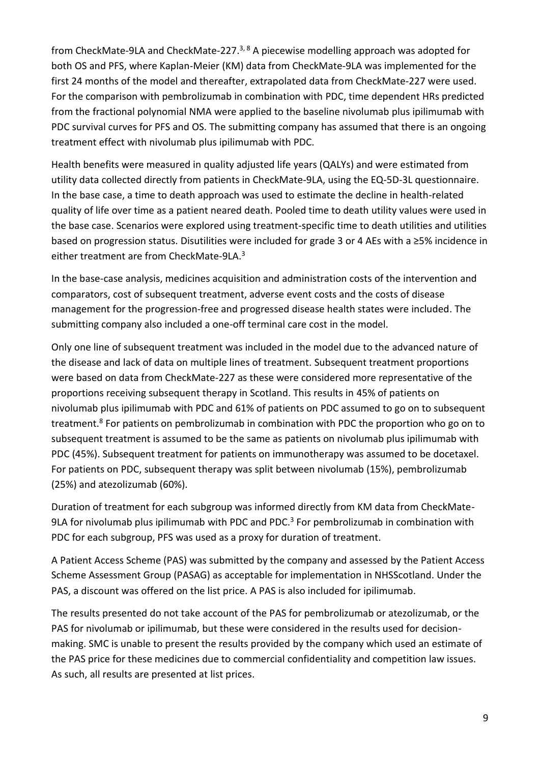from CheckMate-9LA and CheckMate-227.[3, 8] A piecewise modelling approach was adopted for both OS and PFS, where Kaplan-Meier (KM) data from CheckMate-9LA was implemented for the first 24 months of the model and thereafter, extrapolated data from CheckMate-227 were used. For the comparison with pembrolizumab in combination with PDC, time dependent HRs predicted from the fractional polynomial NMA were applied to the baseline nivolumab plus ipilimumab with PDC survival curves for PFS and OS. The submitting company has assumed that there is an ongoing treatment effect with nivolumab plus ipilimumab with PDC.

Health benefits were measured in quality adjusted life years (QALYs) and were estimated from utility data collected directly from patients in CheckMate-9LA, using the EQ-5D-3L questionnaire. In the base case, a time to death approach was used to estimate the decline in health-related quality of life over time as a patient neared death. Pooled time to death utility values were used in the base case. Scenarios were explored using treatment-specific time to death utilities and utilities based on progression status. Disutilities were included for grade 3 or 4 AEs with a ≥5% incidence in either treatment are from CheckMate-9LA.[3]

In the base-case analysis, medicines acquisition and administration costs of the intervention and comparators, cost of subsequent treatment, adverse event costs and the costs of disease management for the progression-free and progressed disease health states were included. The submitting company also included a one-off terminal care cost in the model.

Only one line of subsequent treatment was included in the model due to the advanced nature of the disease and lack of data on multiple lines of treatment. Subsequent treatment proportions were based on data from CheckMate-227 as these were considered more representative of the proportions receiving subsequent therapy in Scotland. This results in 45% of patients on nivolumab plus ipilimumab with PDC and 61% of patients on PDC assumed to go on to subsequent treatment.[8] For patients on pembrolizumab in combination with PDC the proportion who go on to subsequent treatment is assumed to be the same as patients on nivolumab plus ipilimumab with PDC (45%). Subsequent treatment for patients on immunotherapy was assumed to be docetaxel. For patients on PDC, subsequent therapy was split between nivolumab (15%), pembrolizumab (25%) and atezolizumab (60%).

Duration of treatment for each subgroup was informed directly from KM data from CheckMate-9LA for nivolumab plus ipilimumab with PDC and PDC.[3] For pembrolizumab in combination with PDC for each subgroup, PFS was used as a proxy for duration of treatment.

A Patient Access Scheme (PAS) was submitted by the company and assessed by the Patient Access Scheme Assessment Group (PASAG) as acceptable for implementation in NHSScotland. Under the PAS, a discount was offered on the list price. A PAS is also included for ipilimumab.

The results presented do not take account of the PAS for pembrolizumab or atezolizumab, or the PAS for nivolumab or ipilimumab, but these were considered in the results used for decision-making. SMC is unable to present the results provided by the company which used an estimate of the PAS price for these medicines due to commercial confidentiality and competition law issues. As such, all results are presented at list prices.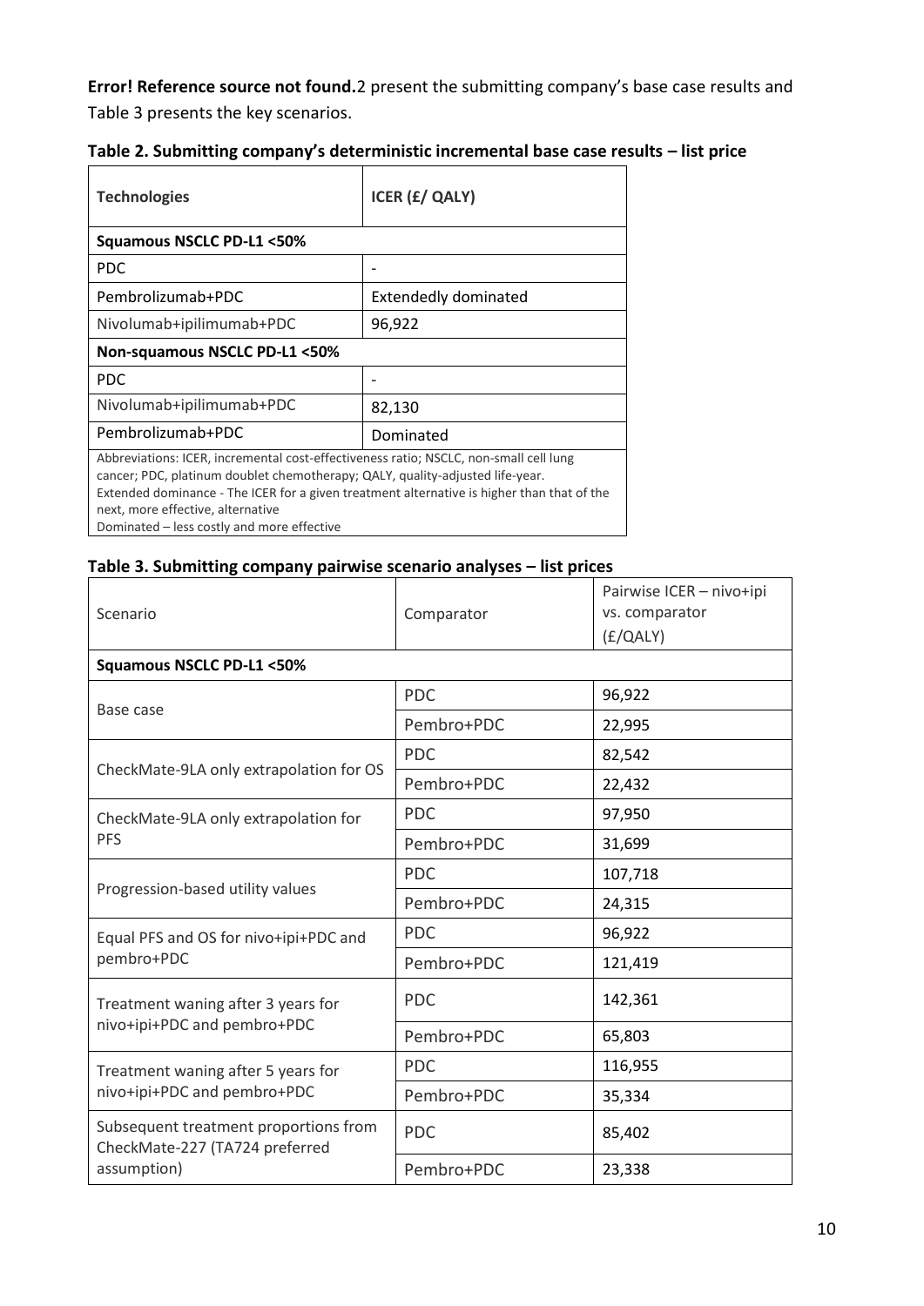**Error! Reference source not found.**2 present the submitting company's base case results and Table 3 presents the key scenarios.

**Table 2. Submitting company's deterministic incremental base case results – list price**

| Technologies | ICER (£/ QALY) |
|---|---|
| **Squamous NSCLC PD-L1 <50%** | |
| PDC | - |
| Pembrolizumab+PDC | Extendedly dominated |
| Nivolumab+ipilimumab+PDC | 96,922 |
| **Non-squamous NSCLC PD-L1 <50%** | |
| PDC | - |
| Nivolumab+ipilimumab+PDC | 82,130 |
| Pembrolizumab+PDC | Dominated |

Abbreviations: ICER, incremental cost-effectiveness ratio; NSCLC, non-small cell lung cancer; PDC, platinum doublet chemotherapy; QALY, quality-adjusted life-year.
Extended dominance - The ICER for a given treatment alternative is higher than that of the next, more effective, alternative
Dominated – less costly and more effective

**Table 3. Submitting company pairwise scenario analyses – list prices**

| Scenario | Comparator | Pairwise ICER – nivo+ipi vs. comparator (£/QALY) |
|---|---|---|
| **Squamous NSCLC PD-L1 <50%** | | |
| Base case | PDC | 96,922 |
| | Pembro+PDC | 22,995 |
| CheckMate-9LA only extrapolation for OS | PDC | 82,542 |
| | Pembro+PDC | 22,432 |
| CheckMate-9LA only extrapolation for PFS | PDC | 97,950 |
| | Pembro+PDC | 31,699 |
| Progression-based utility values | PDC | 107,718 |
| | Pembro+PDC | 24,315 |
| Equal PFS and OS for nivo+ipi+PDC and pembro+PDC | PDC | 96,922 |
| | Pembro+PDC | 121,419 |
| Treatment waning after 3 years for nivo+ipi+PDC and pembro+PDC | PDC | 142,361 |
| | Pembro+PDC | 65,803 |
| Treatment waning after 5 years for nivo+ipi+PDC and pembro+PDC | PDC | 116,955 |
| | Pembro+PDC | 35,334 |
| Subsequent treatment proportions from CheckMate-227 (TA724 preferred assumption) | PDC | 85,402 |
| | Pembro+PDC | 23,338 |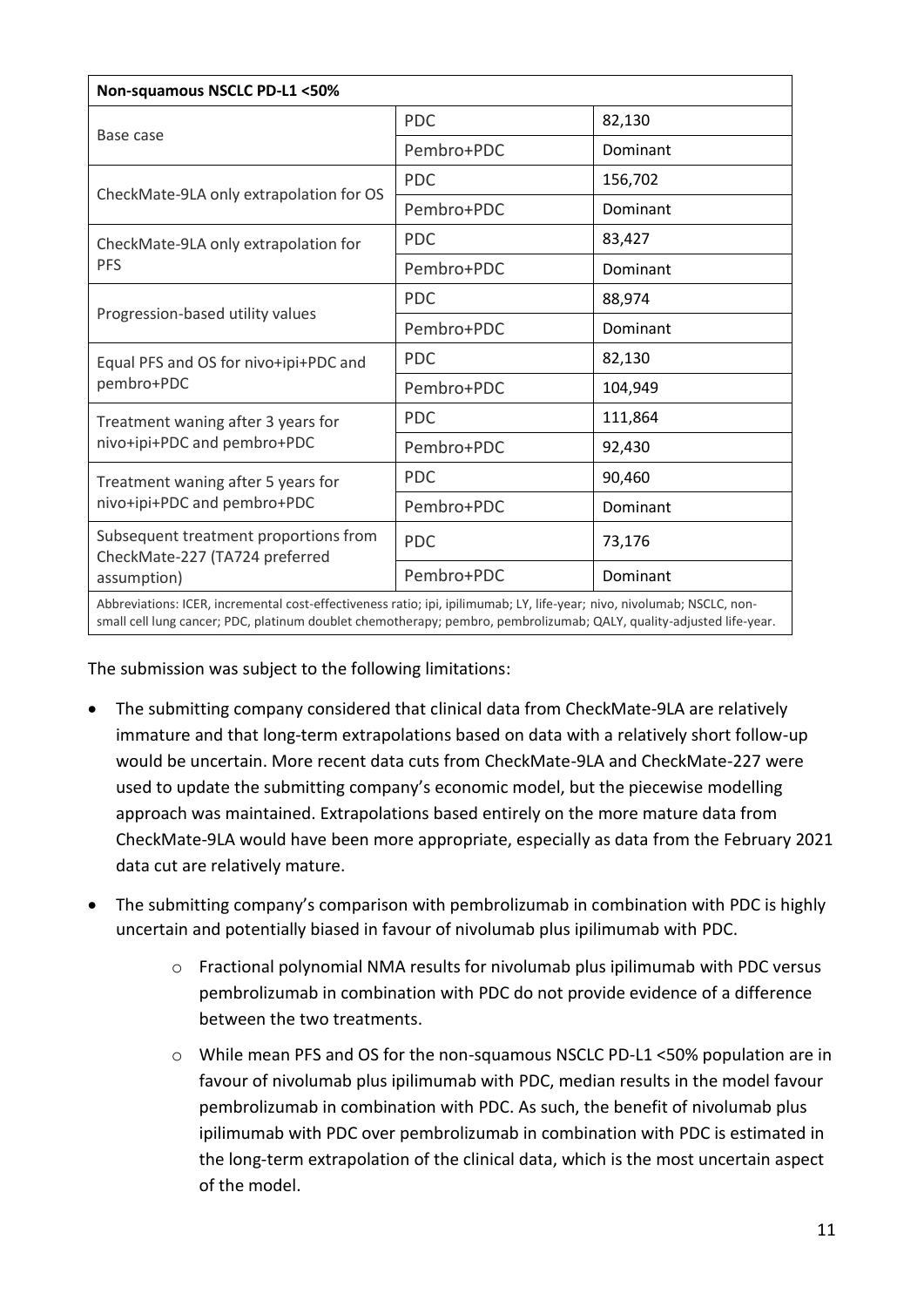| Non-squamous NSCLC PD-L1 <50% | | |
|---|---|---|
| Base case | PDC | 82,130 |
| | Pembro+PDC | Dominant |
| CheckMate-9LA only extrapolation for OS | PDC | 156,702 |
| | Pembro+PDC | Dominant |
| CheckMate-9LA only extrapolation for PFS | PDC | 83,427 |
| | Pembro+PDC | Dominant |
| Progression-based utility values | PDC | 88,974 |
| | Pembro+PDC | Dominant |
| Equal PFS and OS for nivo+ipi+PDC and pembro+PDC | PDC | 82,130 |
| | Pembro+PDC | 104,949 |
| Treatment waning after 3 years for nivo+ipi+PDC and pembro+PDC | PDC | 111,864 |
| | Pembro+PDC | 92,430 |
| Treatment waning after 5 years for nivo+ipi+PDC and pembro+PDC | PDC | 90,460 |
| | Pembro+PDC | Dominant |
| Subsequent treatment proportions from CheckMate-227 (TA724 preferred assumption) | PDC | 73,176 |
| | Pembro+PDC | Dominant |

Abbreviations: ICER, incremental cost-effectiveness ratio; ipi, ipilimumab; LY, life-year; nivo, nivolumab; NSCLC, non-small cell lung cancer; PDC, platinum doublet chemotherapy; pembro, pembrolizumab; QALY, quality-adjusted life-year.

The submission was subject to the following limitations:

- The submitting company considered that clinical data from CheckMate-9LA are relatively immature and that long-term extrapolations based on data with a relatively short follow-up would be uncertain. More recent data cuts from CheckMate-9LA and CheckMate-227 were used to update the submitting company's economic model, but the piecewise modelling approach was maintained. Extrapolations based entirely on the more mature data from CheckMate-9LA would have been more appropriate, especially as data from the February 2021 data cut are relatively mature.
- The submitting company's comparison with pembrolizumab in combination with PDC is highly uncertain and potentially biased in favour of nivolumab plus ipilimumab with PDC.
    - Fractional polynomial NMA results for nivolumab plus ipilimumab with PDC versus pembrolizumab in combination with PDC do not provide evidence of a difference between the two treatments.
    - While mean PFS and OS for the non-squamous NSCLC PD-L1 <50% population are in favour of nivolumab plus ipilimumab with PDC, median results in the model favour pembrolizumab in combination with PDC. As such, the benefit of nivolumab plus ipilimumab with PDC over pembrolizumab in combination with PDC is estimated in the long-term extrapolation of the clinical data, which is the most uncertain aspect of the model.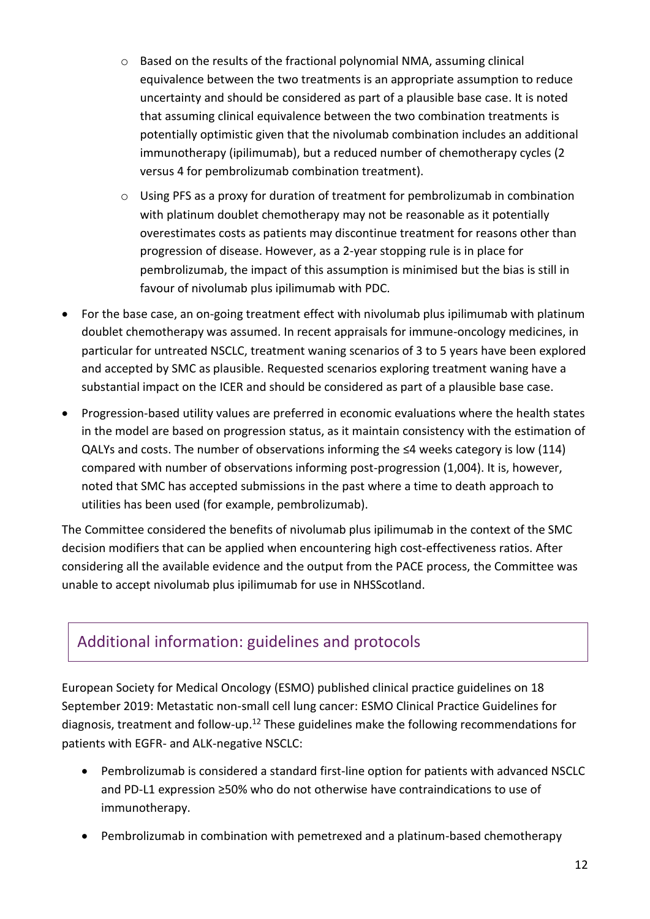- Based on the results of the fractional polynomial NMA, assuming clinical equivalence between the two treatments is an appropriate assumption to reduce uncertainty and should be considered as part of a plausible base case. It is noted that assuming clinical equivalence between the two combination treatments is potentially optimistic given that the nivolumab combination includes an additional immunotherapy (ipilimumab), but a reduced number of chemotherapy cycles (2 versus 4 for pembrolizumab combination treatment).
   - Using PFS as a proxy for duration of treatment for pembrolizumab in combination with platinum doublet chemotherapy may not be reasonable as it potentially overestimates costs as patients may discontinue treatment for reasons other than progression of disease. However, as a 2-year stopping rule is in place for pembrolizumab, the impact of this assumption is minimised but the bias is still in favour of nivolumab plus ipilimumab with PDC.
- For the base case, an on-going treatment effect with nivolumab plus ipilimumab with platinum doublet chemotherapy was assumed. In recent appraisals for immune-oncology medicines, in particular for untreated NSCLC, treatment waning scenarios of 3 to 5 years have been explored and accepted by SMC as plausible. Requested scenarios exploring treatment waning have a substantial impact on the ICER and should be considered as part of a plausible base case.
- Progression-based utility values are preferred in economic evaluations where the health states in the model are based on progression status, as it maintain consistency with the estimation of QALYs and costs. The number of observations informing the ≤4 weeks category is low (114) compared with number of observations informing post-progression (1,004). It is, however, noted that SMC has accepted submissions in the past where a time to death approach to utilities has been used (for example, pembrolizumab).

The Committee considered the benefits of nivolumab plus ipilimumab in the context of the SMC decision modifiers that can be applied when encountering high cost-effectiveness ratios. After considering all the available evidence and the output from the PACE process, the Committee was unable to accept nivolumab plus ipilimumab for use in NHSScotland.

## Additional information: guidelines and protocols

European Society for Medical Oncology (ESMO) published clinical practice guidelines on 18 September 2019: Metastatic non-small cell lung cancer: ESMO Clinical Practice Guidelines for diagnosis, treatment and follow-up.[12] These guidelines make the following recommendations for patients with EGFR- and ALK-negative NSCLC:

- Pembrolizumab is considered a standard first-line option for patients with advanced NSCLC and PD-L1 expression ≥50% who do not otherwise have contraindications to use of immunotherapy.
- Pembrolizumab in combination with pemetrexed and a platinum-based chemotherapy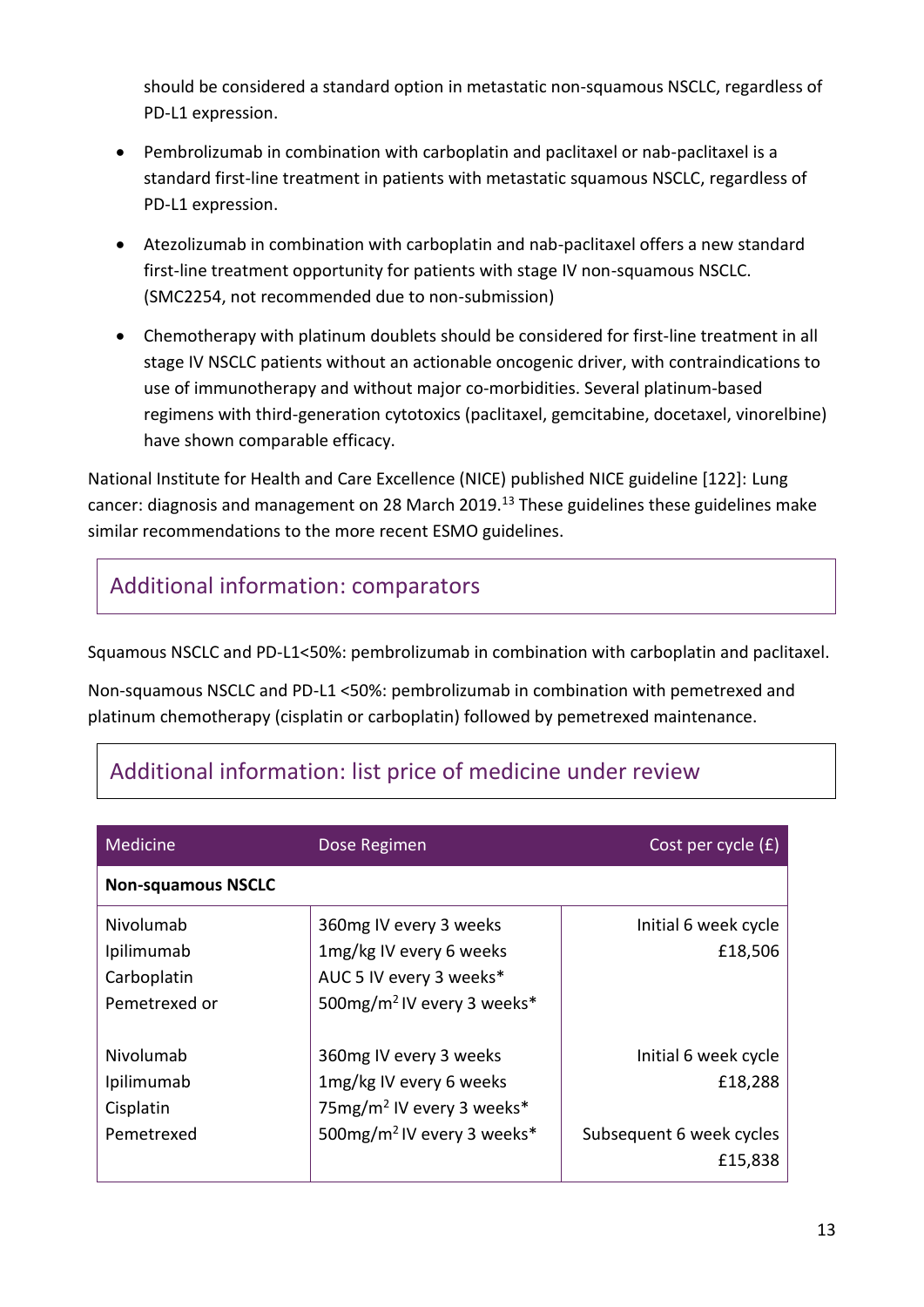should be considered a standard option in metastatic non-squamous NSCLC, regardless of PD-L1 expression.

- Pembrolizumab in combination with carboplatin and paclitaxel or nab-paclitaxel is a standard first-line treatment in patients with metastatic squamous NSCLC, regardless of PD-L1 expression.
- Atezolizumab in combination with carboplatin and nab-paclitaxel offers a new standard first-line treatment opportunity for patients with stage IV non-squamous NSCLC. (SMC2254, not recommended due to non-submission)
- Chemotherapy with platinum doublets should be considered for first-line treatment in all stage IV NSCLC patients without an actionable oncogenic driver, with contraindications to use of immunotherapy and without major co-morbidities. Several platinum-based regimens with third-generation cytotoxics (paclitaxel, gemcitabine, docetaxel, vinorelbine) have shown comparable efficacy.

National Institute for Health and Care Excellence (NICE) published NICE guideline [122]: Lung cancer: diagnosis and management on 28 March 2019.[13] These guidelines these guidelines make similar recommendations to the more recent ESMO guidelines.

## Additional information: comparators

Squamous NSCLC and PD-L1<50%: pembrolizumab in combination with carboplatin and paclitaxel.

Non-squamous NSCLC and PD-L1 <50%: pembrolizumab in combination with pemetrexed and platinum chemotherapy (cisplatin or carboplatin) followed by pemetrexed maintenance.

## Additional information: list price of medicine under review

| Medicine | Dose Regimen | Cost per cycle (£) |
|---|---|---|
| **Non-squamous NSCLC** | | |
| Nivolumab<br>Ipilimumab<br>Carboplatin<br>Pemetrexed or | 360mg IV every 3 weeks<br>1mg/kg IV every 6 weeks<br>AUC 5 IV every 3 weeks*<br>500mg/m$^2$ IV every 3 weeks* | Initial 6 week cycle<br>£18,506 |
| Nivolumab<br>Ipilimumab<br>Cisplatin<br>Pemetrexed | 360mg IV every 3 weeks<br>1mg/kg IV every 6 weeks<br>75mg/m$^2$ IV every 3 weeks*<br>500mg/m$^2$ IV every 3 weeks* | Initial 6 week cycle<br>£18,288<br><br>Subsequent 6 week cycles<br>£15,838 |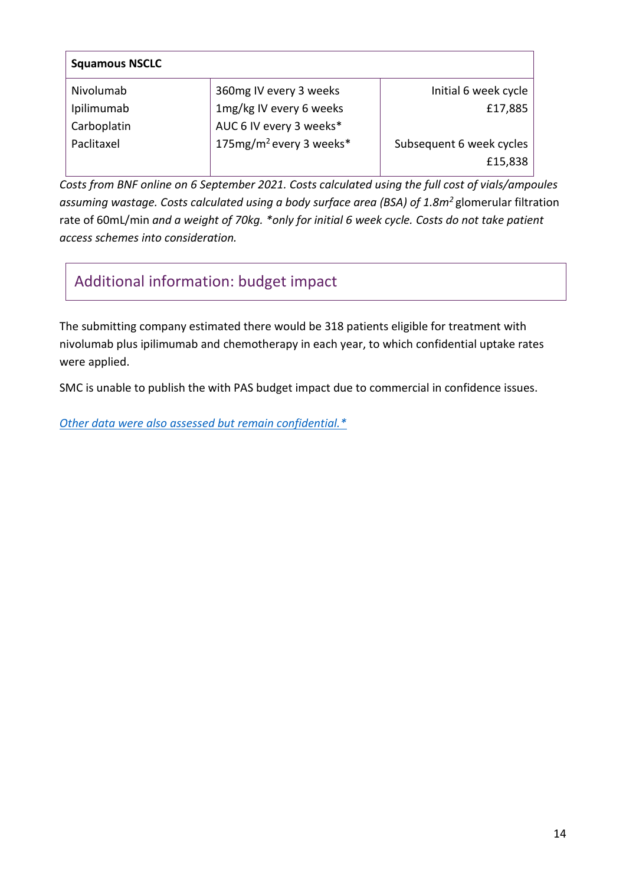| Squamous NSCLC | | |
|---|---|---|
| Nivolumab<br>Ipilimumab<br>Carboplatin<br>Paclitaxel | 360mg IV every 3 weeks<br>1mg/kg IV every 6 weeks<br>AUC 6 IV every 3 weeks*<br>175mg/m$^2$ every 3 weeks* | Initial 6 week cycle<br>£17,885<br><br>Subsequent 6 week cycles<br>£15,838 |

*Costs from BNF online on 6 September 2021. Costs calculated using the full cost of vials/ampoules assuming wastage. Costs calculated using a body surface area (BSA) of 1.8m$^2$* glomerular filtration rate of 60mL/min *and a weight of 70kg. *only for initial 6 week cycle. Costs do not take patient access schemes into consideration.*

## Additional information: budget impact

The submitting company estimated there would be 318 patients eligible for treatment with nivolumab plus ipilimumab and chemotherapy in each year, to which confidential uptake rates were applied.

SMC is unable to publish the with PAS budget impact due to commercial in confidence issues.

*Other data were also assessed but remain confidential.**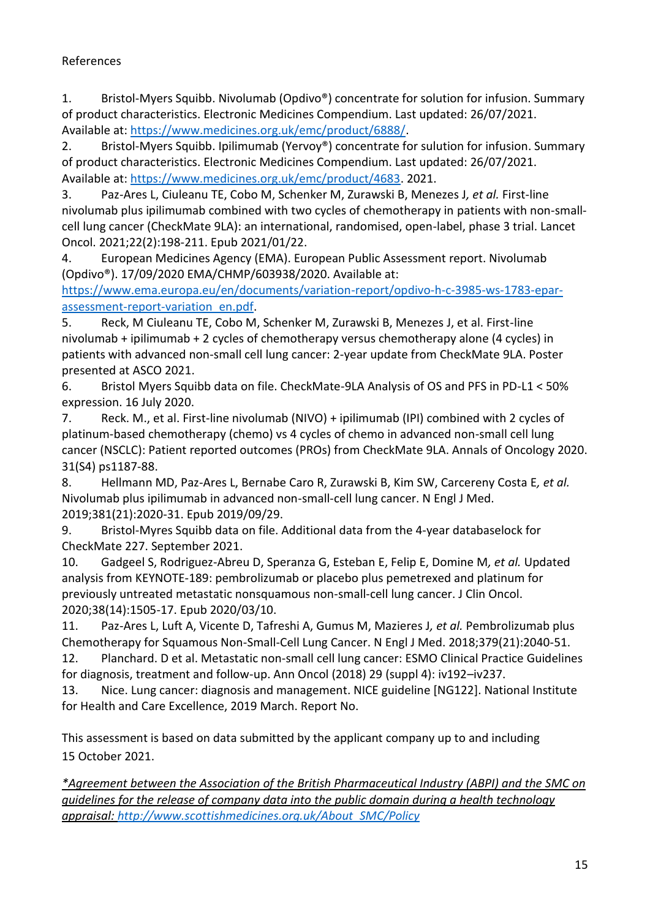References

1. Bristol-Myers Squibb. Nivolumab (Opdivo®) concentrate for solution for infusion. Summary of product characteristics. Electronic Medicines Compendium. Last updated: 26/07/2021. Available at: https://www.medicines.org.uk/emc/product/6888/.
2. Bristol-Myers Squibb. Ipilimumab (Yervoy®) concentrate for sulution for infusion. Summary of product characteristics. Electronic Medicines Compendium. Last updated: 26/07/2021. Available at: https://www.medicines.org.uk/emc/product/4683. 2021.
3. Paz-Ares L, Ciuleanu TE, Cobo M, Schenker M, Zurawski B, Menezes J*, et al.* First-line nivolumab plus ipilimumab combined with two cycles of chemotherapy in patients with non-small-cell lung cancer (CheckMate 9LA): an international, randomised, open-label, phase 3 trial. Lancet Oncol. 2021;22(2):198-211. Epub 2021/01/22.
4. European Medicines Agency (EMA). European Public Assessment report. Nivolumab (Opdivo®). 17/09/2020 EMA/CHMP/603938/2020. Available at: https://www.ema.europa.eu/en/documents/variation-report/opdivo-h-c-3985-ws-1783-epar-assessment-report-variation_en.pdf.
5. Reck, M Ciuleanu TE, Cobo M, Schenker M, Zurawski B, Menezes J, et al. First-line nivolumab + ipilimumab + 2 cycles of chemotherapy versus chemotherapy alone (4 cycles) in patients with advanced non-small cell lung cancer: 2-year update from CheckMate 9LA. Poster presented at ASCO 2021.
6. Bristol Myers Squibb data on file. CheckMate-9LA Analysis of OS and PFS in PD-L1 < 50% expression. 16 July 2020.
7. Reck. M., et al. First-line nivolumab (NIVO) + ipilimumab (IPI) combined with 2 cycles of platinum-based chemotherapy (chemo) vs 4 cycles of chemo in advanced non-small cell lung cancer (NSCLC): Patient reported outcomes (PROs) from CheckMate 9LA. Annals of Oncology 2020. 31(S4) ps1187-88.
8. Hellmann MD, Paz-Ares L, Bernabe Caro R, Zurawski B, Kim SW, Carcereny Costa E*, et al.* Nivolumab plus ipilimumab in advanced non-small-cell lung cancer. N Engl J Med. 2019;381(21):2020-31. Epub 2019/09/29.
9. Bristol-Myres Squibb data on file. Additional data from the 4-year databaselock for CheckMate 227. September 2021.
10. Gadgeel S, Rodriguez-Abreu D, Speranza G, Esteban E, Felip E, Domine M*, et al.* Updated analysis from KEYNOTE-189: pembrolizumab or placebo plus pemetrexed and platinum for previously untreated metastatic nonsquamous non-small-cell lung cancer. J Clin Oncol. 2020;38(14):1505-17. Epub 2020/03/10.
11. Paz-Ares L, Luft A, Vicente D, Tafreshi A, Gumus M, Mazieres J*, et al.* Pembrolizumab plus Chemotherapy for Squamous Non-Small-Cell Lung Cancer. N Engl J Med. 2018;379(21):2040-51.
12. Planchard. D et al. Metastatic non-small cell lung cancer: ESMO Clinical Practice Guidelines for diagnosis, treatment and follow-up. Ann Oncol (2018) 29 (suppl 4): iv192–iv237.
13. Nice. Lung cancer: diagnosis and management. NICE guideline [NG122]. National Institute for Health and Care Excellence, 2019 March. Report No.

This assessment is based on data submitted by the applicant company up to and including 15 October 2021.

*\*Agreement between the Association of the British Pharmaceutical Industry (ABPI) and the SMC on guidelines for the release of company data into the public domain during a health technology appraisal: http://www.scottishmedicines.org.uk/About_SMC/Policy*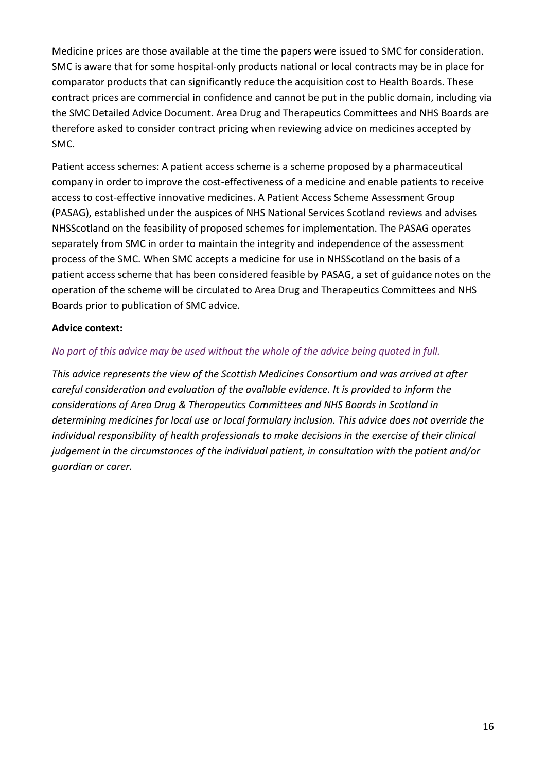Medicine prices are those available at the time the papers were issued to SMC for consideration. SMC is aware that for some hospital-only products national or local contracts may be in place for comparator products that can significantly reduce the acquisition cost to Health Boards. These contract prices are commercial in confidence and cannot be put in the public domain, including via the SMC Detailed Advice Document. Area Drug and Therapeutics Committees and NHS Boards are therefore asked to consider contract pricing when reviewing advice on medicines accepted by SMC.

Patient access schemes: A patient access scheme is a scheme proposed by a pharmaceutical company in order to improve the cost-effectiveness of a medicine and enable patients to receive access to cost-effective innovative medicines. A Patient Access Scheme Assessment Group (PASAG), established under the auspices of NHS National Services Scotland reviews and advises NHSScotland on the feasibility of proposed schemes for implementation. The PASAG operates separately from SMC in order to maintain the integrity and independence of the assessment process of the SMC. When SMC accepts a medicine for use in NHSScotland on the basis of a patient access scheme that has been considered feasible by PASAG, a set of guidance notes on the operation of the scheme will be circulated to Area Drug and Therapeutics Committees and NHS Boards prior to publication of SMC advice.

**Advice context:**

*No part of this advice may be used without the whole of the advice being quoted in full.*

*This advice represents the view of the Scottish Medicines Consortium and was arrived at after careful consideration and evaluation of the available evidence. It is provided to inform the considerations of Area Drug & Therapeutics Committees and NHS Boards in Scotland in determining medicines for local use or local formulary inclusion. This advice does not override the individual responsibility of health professionals to make decisions in the exercise of their clinical judgement in the circumstances of the individual patient, in consultation with the patient and/or guardian or carer.*